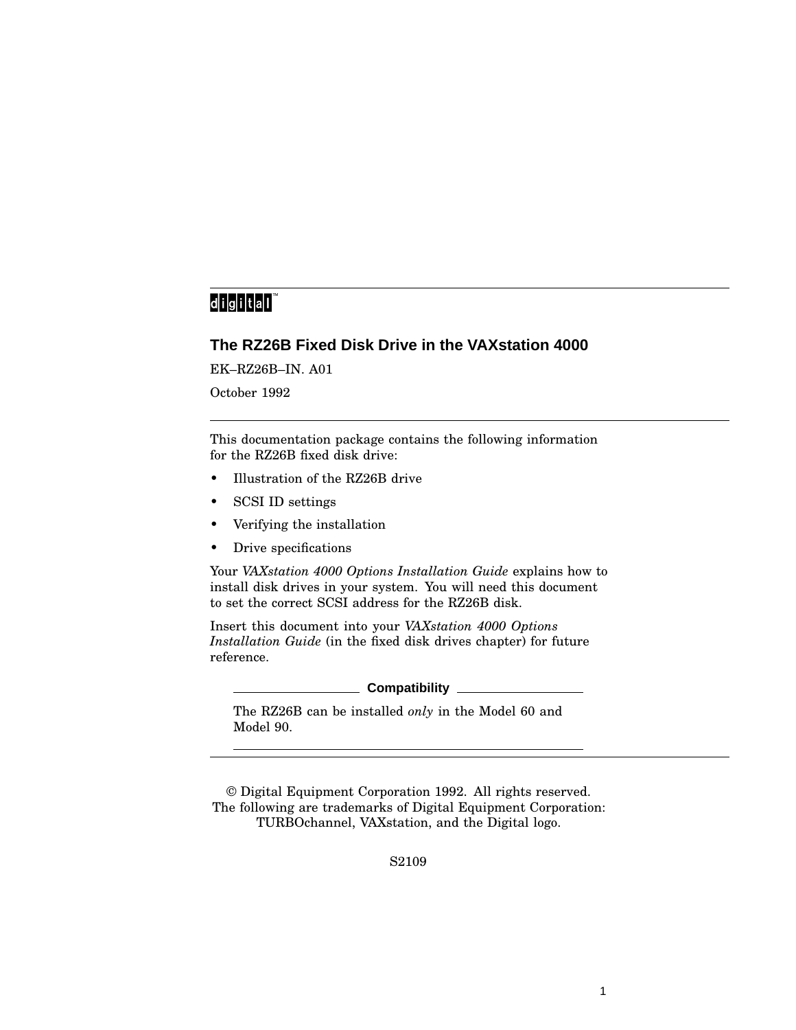digital™

# The RZ26B Fixed Disk Drive in the VAXstation 4000

EK–RZ26B–IN. A01

October 1992

---

This documentation package contains the following information for the RZ26B fixed disk drive:

- Illustration of the RZ26B drive
- SCSI ID settings
- Verifying the installation
- Drive specifications

Your *VAXstation 4000 Options Installation Guide* explains how to install disk drives in your system. You will need this document to set the correct SCSI address for the RZ26B disk.

Insert this document into your *VAXstation 4000 Options Installation Guide* (in the fixed disk drives chapter) for future reference.

**Compatibility**

The RZ26B can be installed *only* in the Model 60 and Model 90.

---

© Digital Equipment Corporation 1992. All rights reserved.
The following are trademarks of Digital Equipment Corporation:
TURBOchannel, VAXstation, and the Digital logo.

S2109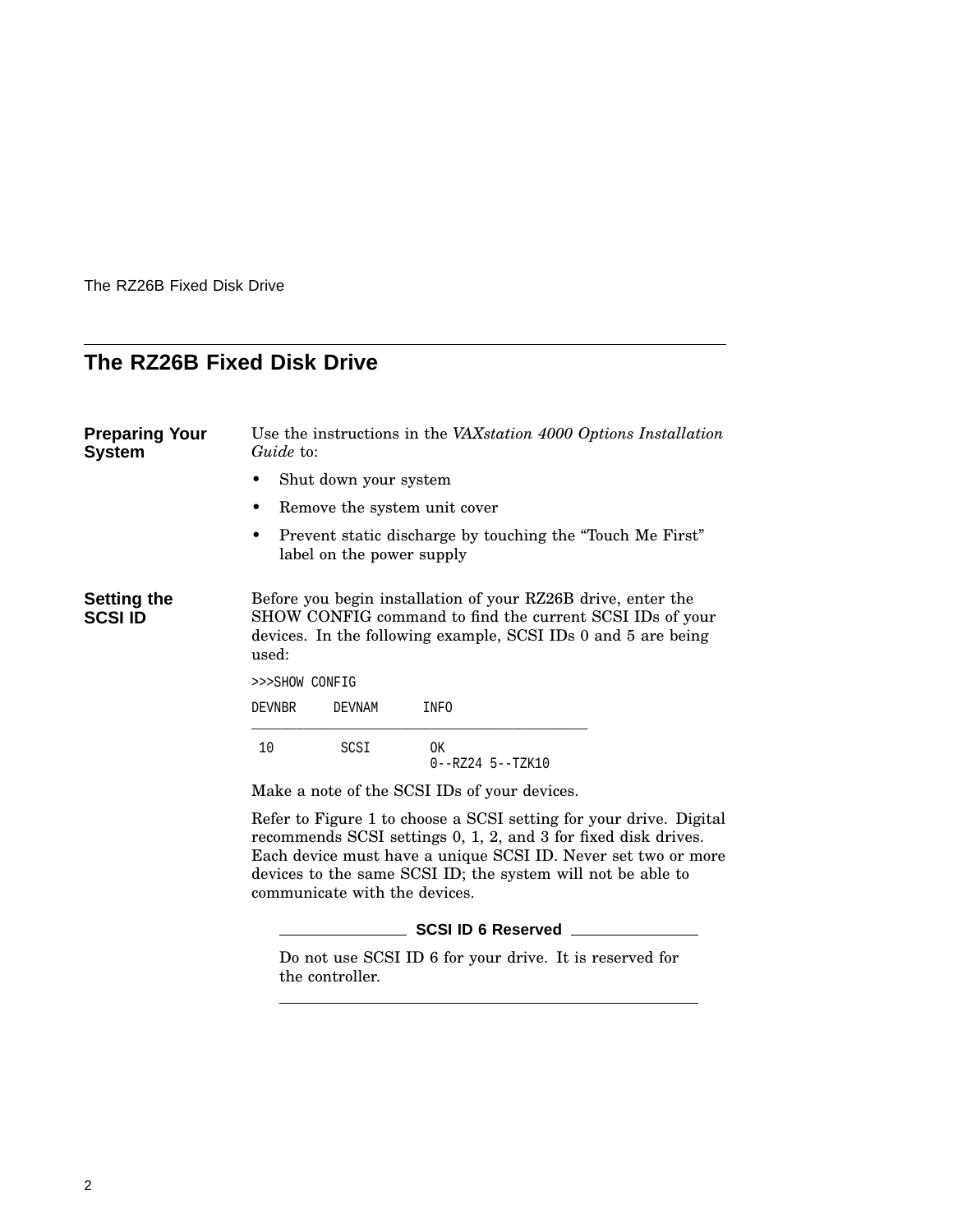# The RZ26B Fixed Disk Drive

## Preparing Your System

Use the instructions in the *VAXstation 4000 Options Installation Guide* to:

- Shut down your system
- Remove the system unit cover
- Prevent static discharge by touching the “Touch Me First” label on the power supply

## Setting the SCSI ID

Before you begin installation of your RZ26B drive, enter the SHOW CONFIG command to find the current SCSI IDs of your devices. In the following example, SCSI IDs 0 and 5 are being used:

```
>>>SHOW CONFIG

DEVNBR     DEVNAM      INFO
___________________________________________

 10         SCSI        OK
                        0--RZ24 5--TZK10
```

Make a note of the SCSI IDs of your devices.

Refer to Figure 1 to choose a SCSI setting for your drive. Digital recommends SCSI settings 0, 1, 2, and 3 for fixed disk drives. Each device must have a unique SCSI ID. Never set two or more devices to the same SCSI ID; the system will not be able to communicate with the devices.

**SCSI ID 6 Reserved**

Do not use SCSI ID 6 for your drive. It is reserved for the controller.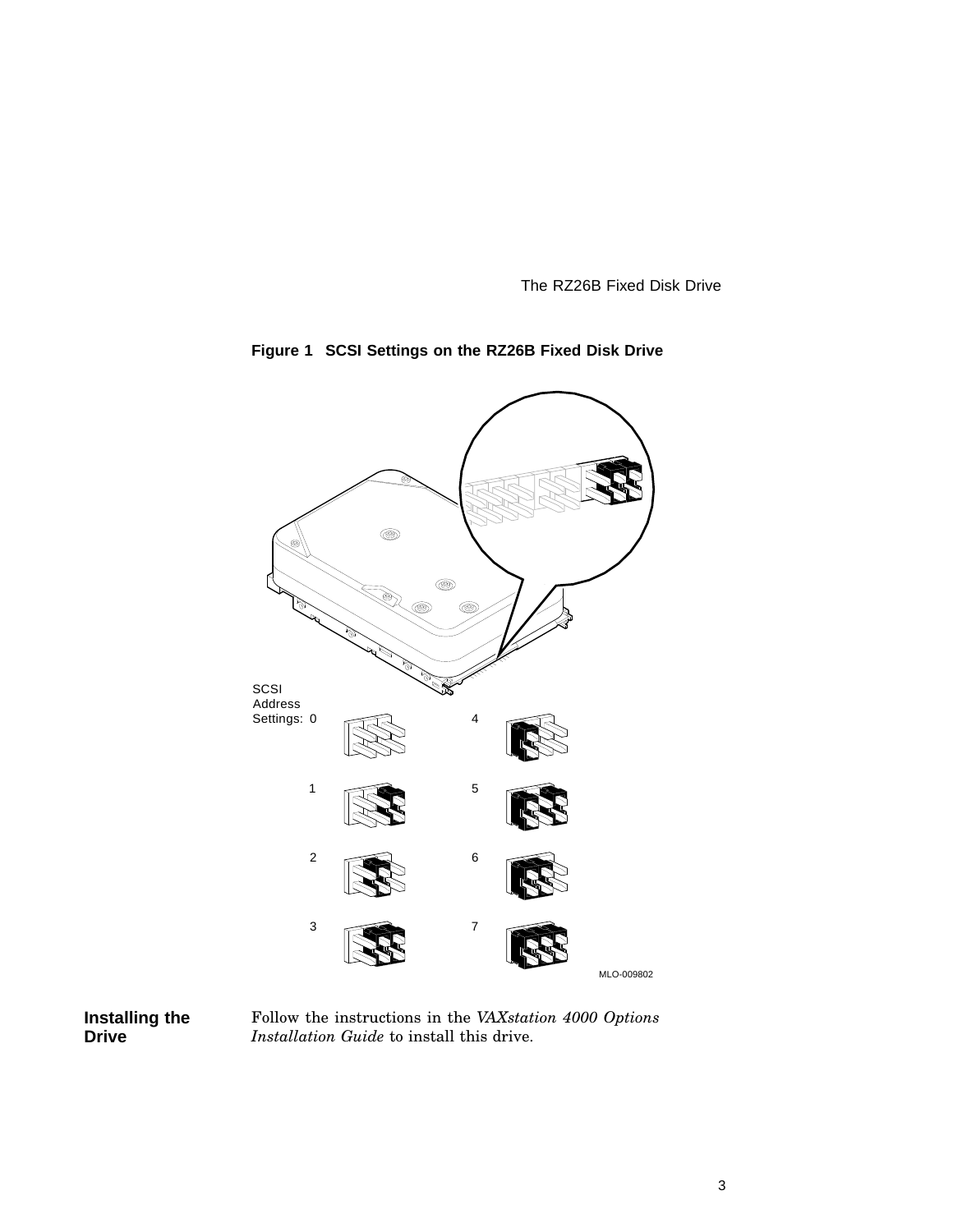**Figure 1 SCSI Settings on the RZ26B Fixed Disk Drive**

SCSI Address Settings: 0

1

2

3

4

5

6

7

MLO-009802

## Installing the Drive

Follow the instructions in the *VAXstation 4000 Options Installation Guide* to install this drive.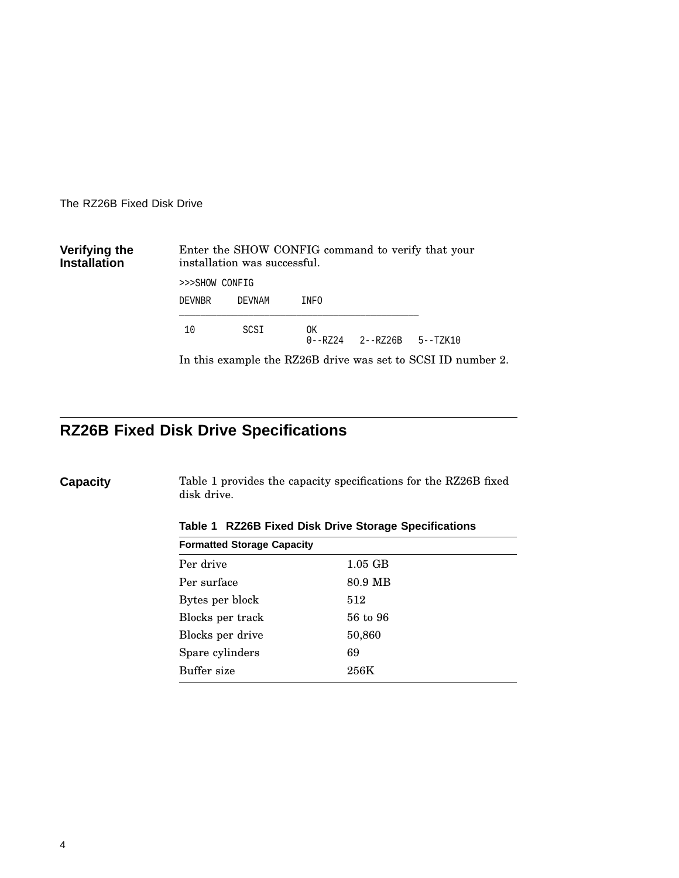## Verifying the Installation

Enter the SHOW CONFIG command to verify that your installation was successful.

```
>>>SHOW CONFIG
DEVNBR     DEVNAM      INFO
_____________________________________________

 10         SCSI        OK
                        0--RZ24   2--RZ26B   5--TZK10
```

In this example the RZ26B drive was set to SCSI ID number 2.

# RZ26B Fixed Disk Drive Specifications

## Capacity

Table 1 provides the capacity specifications for the RZ26B fixed disk drive.

**Table 1 RZ26B Fixed Disk Drive Storage Specifications**

| Formatted Storage Capacity | |
|---|---|
| Per drive | 1.05 GB |
| Per surface | 80.9 MB |
| Bytes per block | 512 |
| Blocks per track | 56 to 96 |
| Blocks per drive | 50,860 |
| Spare cylinders | 69 |
| Buffer size | 256K |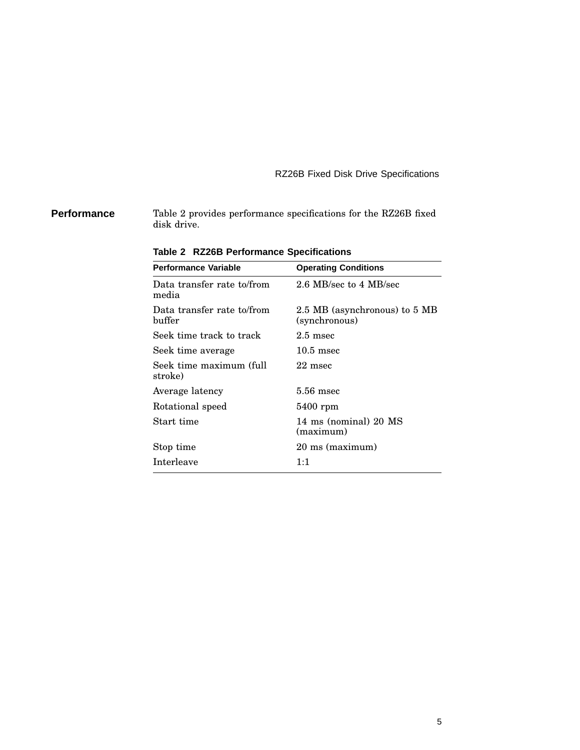## Performance

Table 2 provides performance specifications for the RZ26B fixed disk drive.

**Table 2 RZ26B Performance Specifications**

| Performance Variable | Operating Conditions |
|---|---|
| Data transfer rate to/from media | 2.6 MB/sec to 4 MB/sec |
| Data transfer rate to/from buffer | 2.5 MB (asynchronous) to 5 MB (synchronous) |
| Seek time track to track | 2.5 msec |
| Seek time average | 10.5 msec |
| Seek time maximum (full stroke) | 22 msec |
| Average latency | 5.56 msec |
| Rotational speed | 5400 rpm |
| Start time | 14 ms (nominal) 20 MS (maximum) |
| Stop time | 20 ms (maximum) |
| Interleave | 1:1 |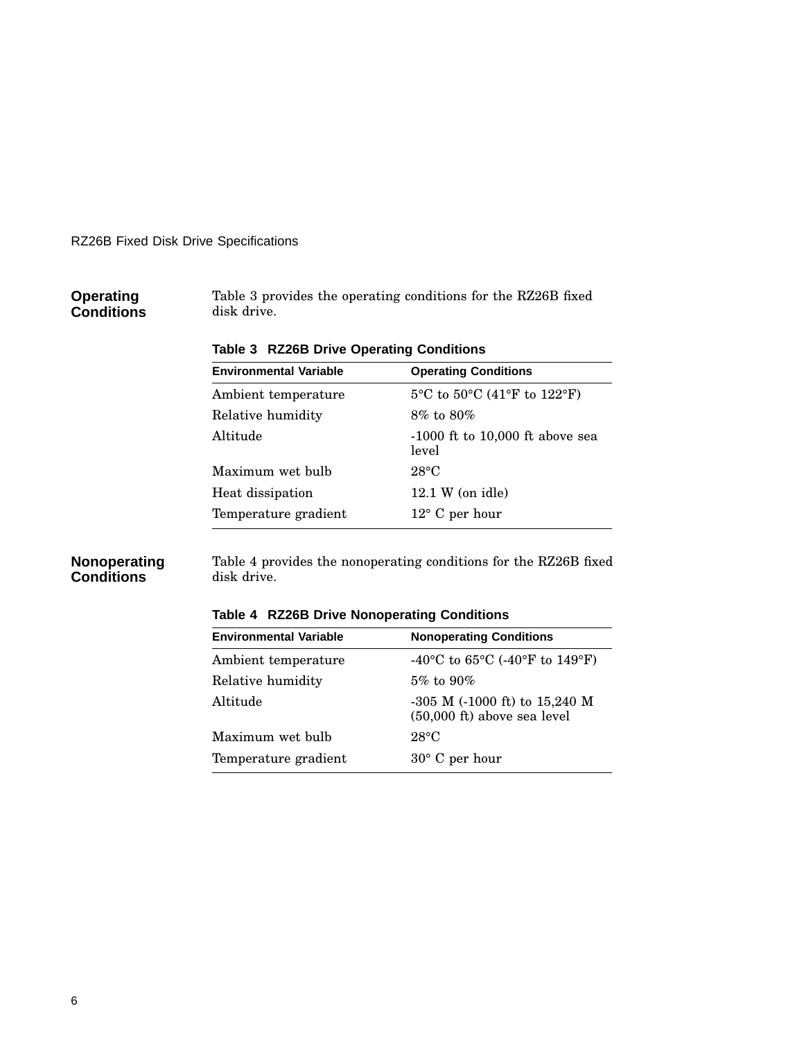## Operating Conditions

Table 3 provides the operating conditions for the RZ26B fixed disk drive.

**Table 3 RZ26B Drive Operating Conditions**

| Environmental Variable | Operating Conditions |
|---|---|
| Ambient temperature | 5°C to 50°C (41°F to 122°F) |
| Relative humidity | 8% to 80% |
| Altitude | -1000 ft to 10,000 ft above sea level |
| Maximum wet bulb | 28°C |
| Heat dissipation | 12.1 W (on idle) |
| Temperature gradient | 12° C per hour |

## Nonoperating Conditions

Table 4 provides the nonoperating conditions for the RZ26B fixed disk drive.

**Table 4 RZ26B Drive Nonoperating Conditions**

| Environmental Variable | Nonoperating Conditions |
|---|---|
| Ambient temperature | -40°C to 65°C (-40°F to 149°F) |
| Relative humidity | 5% to 90% |
| Altitude | -305 M (-1000 ft) to 15,240 M (50,000 ft) above sea level |
| Maximum wet bulb | 28°C |
| Temperature gradient | 30° C per hour |